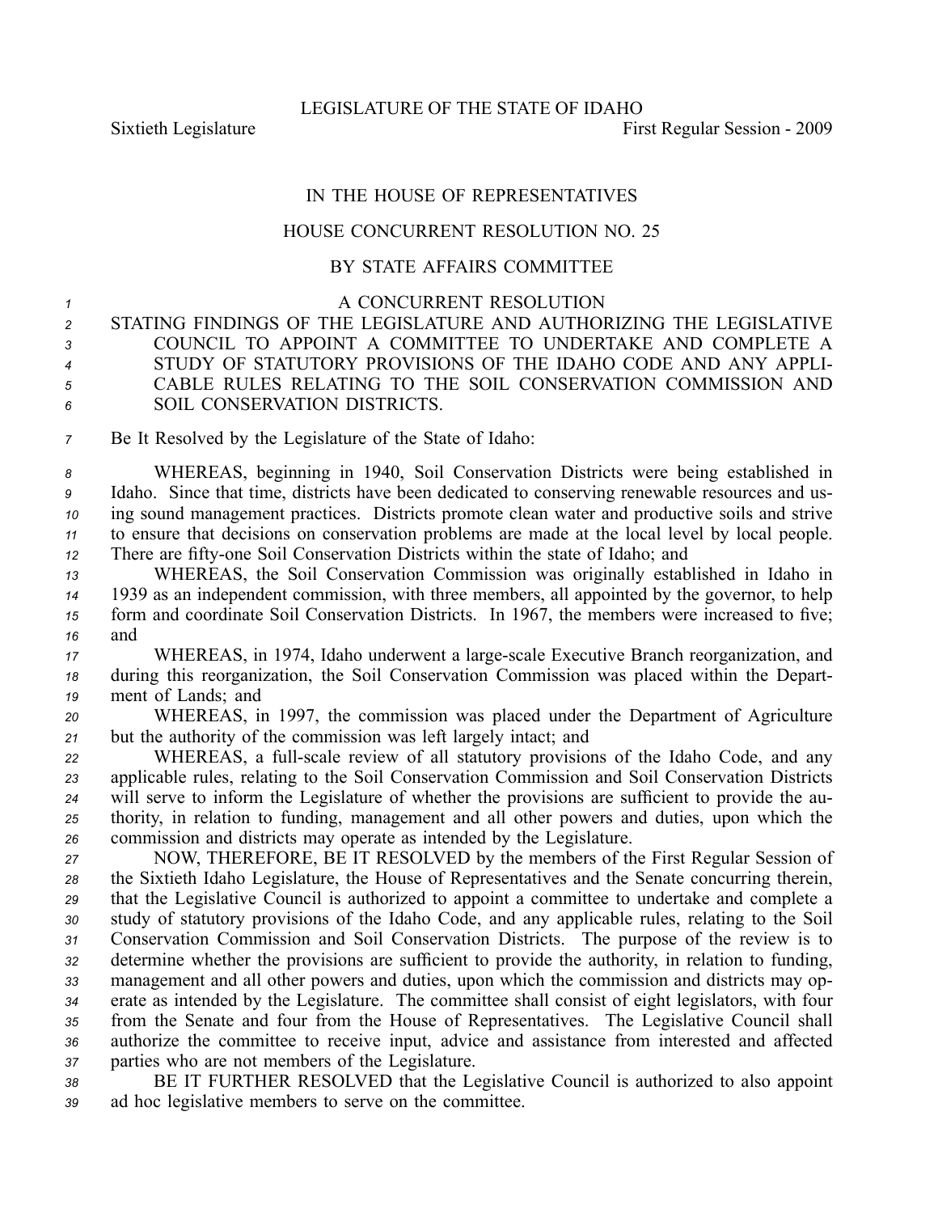LEGISLATURE OF THE STATE OF IDAHO

Sixtieth Legislature First Regular Session - 2009

# IN THE HOUSE OF REPRESENTATIVES

## HOUSE CONCURRENT RESOLUTION NO. 25

### BY STATE AFFAIRS COMMITTEE

A CONCURRENT RESOLUTION

STATING FINDINGS OF THE LEGISLATURE AND AUTHORIZING THE LEGISLATIVE COUNCIL TO APPOINT A COMMITTEE TO UNDERTAKE AND COMPLETE A STUDY OF STATUTORY PROVISIONS OF THE IDAHO CODE AND ANY APPLICABLE RULES RELATING TO THE SOIL CONSERVATION COMMISSION AND SOIL CONSERVATION DISTRICTS.

Be It Resolved by the Legislature of the State of Idaho:

WHEREAS, beginning in 1940, Soil Conservation Districts were being established in Idaho. Since that time, districts have been dedicated to conserving renewable resources and using sound management practices. Districts promote clean water and productive soils and strive to ensure that decisions on conservation problems are made at the local level by local people. There are fifty-one Soil Conservation Districts within the state of Idaho; and

WHEREAS, the Soil Conservation Commission was originally established in Idaho in 1939 as an independent commission, with three members, all appointed by the governor, to help form and coordinate Soil Conservation Districts. In 1967, the members were increased to five; and

WHEREAS, in 1974, Idaho underwent a large-scale Executive Branch reorganization, and during this reorganization, the Soil Conservation Commission was placed within the Department of Lands; and

WHEREAS, in 1997, the commission was placed under the Department of Agriculture but the authority of the commission was left largely intact; and

WHEREAS, a full-scale review of all statutory provisions of the Idaho Code, and any applicable rules, relating to the Soil Conservation Commission and Soil Conservation Districts will serve to inform the Legislature of whether the provisions are sufficient to provide the authority, in relation to funding, management and all other powers and duties, upon which the commission and districts may operate as intended by the Legislature.

NOW, THEREFORE, BE IT RESOLVED by the members of the First Regular Session of the Sixtieth Idaho Legislature, the House of Representatives and the Senate concurring therein, that the Legislative Council is authorized to appoint a committee to undertake and complete a study of statutory provisions of the Idaho Code, and any applicable rules, relating to the Soil Conservation Commission and Soil Conservation Districts. The purpose of the review is to determine whether the provisions are sufficient to provide the authority, in relation to funding, management and all other powers and duties, upon which the commission and districts may operate as intended by the Legislature. The committee shall consist of eight legislators, with four from the Senate and four from the House of Representatives. The Legislative Council shall authorize the committee to receive input, advice and assistance from interested and affected parties who are not members of the Legislature.

BE IT FURTHER RESOLVED that the Legislative Council is authorized to also appoint ad hoc legislative members to serve on the committee.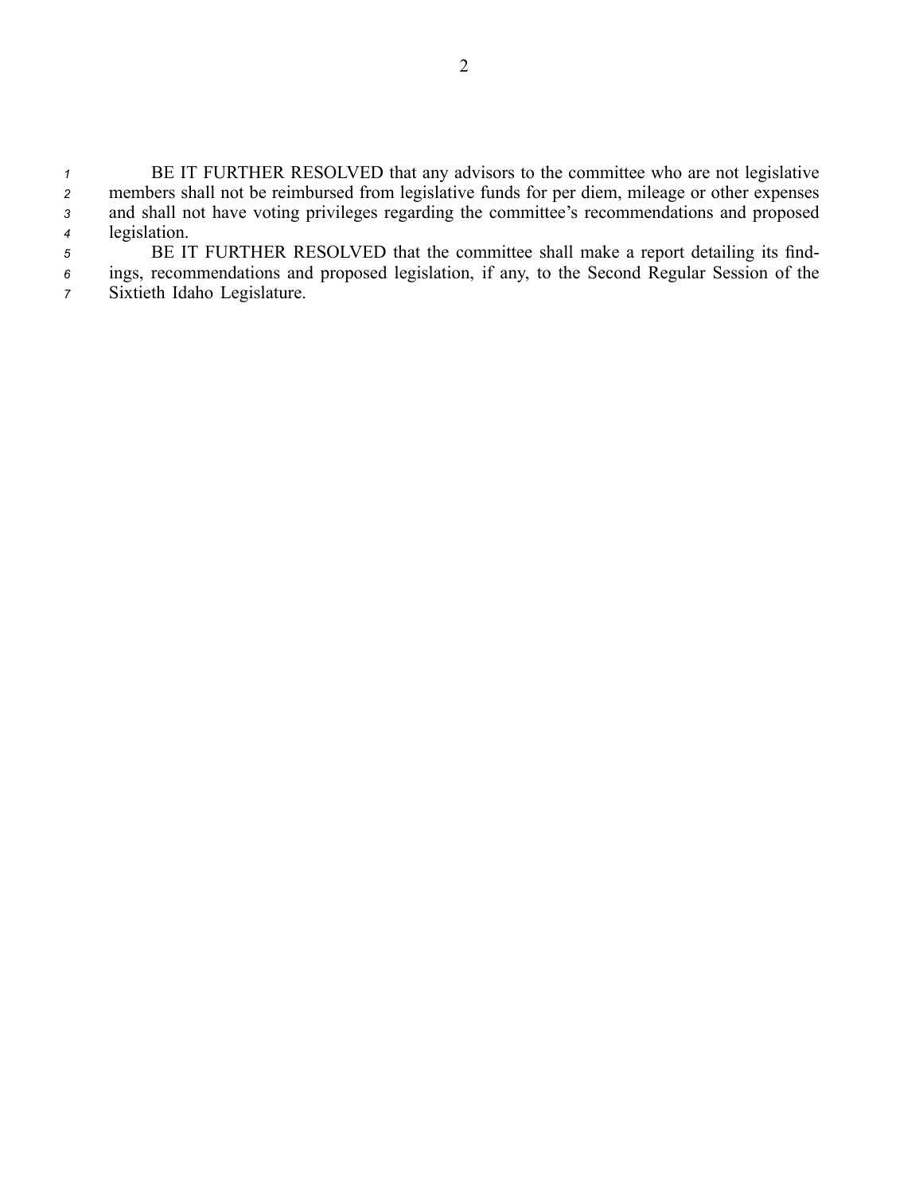BE IT FURTHER RESOLVED that any advisors to the committee who are not legislative members shall not be reimbursed from legislative funds for per diem, mileage or other expenses and shall not have voting privileges regarding the committee's recommendations and proposed legislation.

BE IT FURTHER RESOLVED that the committee shall make a report detailing its findings, recommendations and proposed legislation, if any, to the Second Regular Session of the Sixtieth Idaho Legislature.